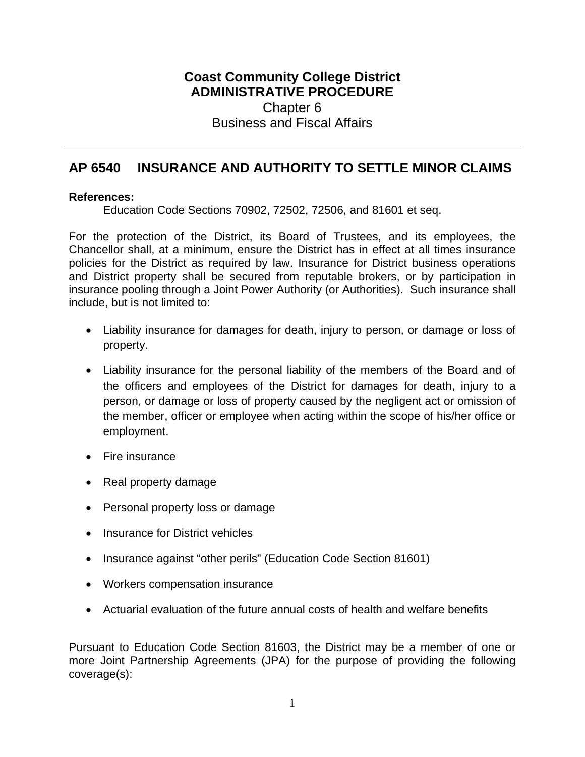**Coast Community College District**
**ADMINISTRATIVE PROCEDURE**
Chapter 6
Business and Fiscal Affairs

---

## AP 6540 INSURANCE AND AUTHORITY TO SETTLE MINOR CLAIMS

**References:**

Education Code Sections 70902, 72502, 72506, and 81601 et seq.

For the protection of the District, its Board of Trustees, and its employees, the Chancellor shall, at a minimum, ensure the District has in effect at all times insurance policies for the District as required by law. Insurance for District business operations and District property shall be secured from reputable brokers, or by participation in insurance pooling through a Joint Power Authority (or Authorities). Such insurance shall include, but is not limited to:

- Liability insurance for damages for death, injury to person, or damage or loss of property.
- Liability insurance for the personal liability of the members of the Board and of the officers and employees of the District for damages for death, injury to a person, or damage or loss of property caused by the negligent act or omission of the member, officer or employee when acting within the scope of his/her office or employment.
- Fire insurance
- Real property damage
- Personal property loss or damage
- Insurance for District vehicles
- Insurance against "other perils" (Education Code Section 81601)
- Workers compensation insurance
- Actuarial evaluation of the future annual costs of health and welfare benefits

Pursuant to Education Code Section 81603, the District may be a member of one or more Joint Partnership Agreements (JPA) for the purpose of providing the following coverage(s):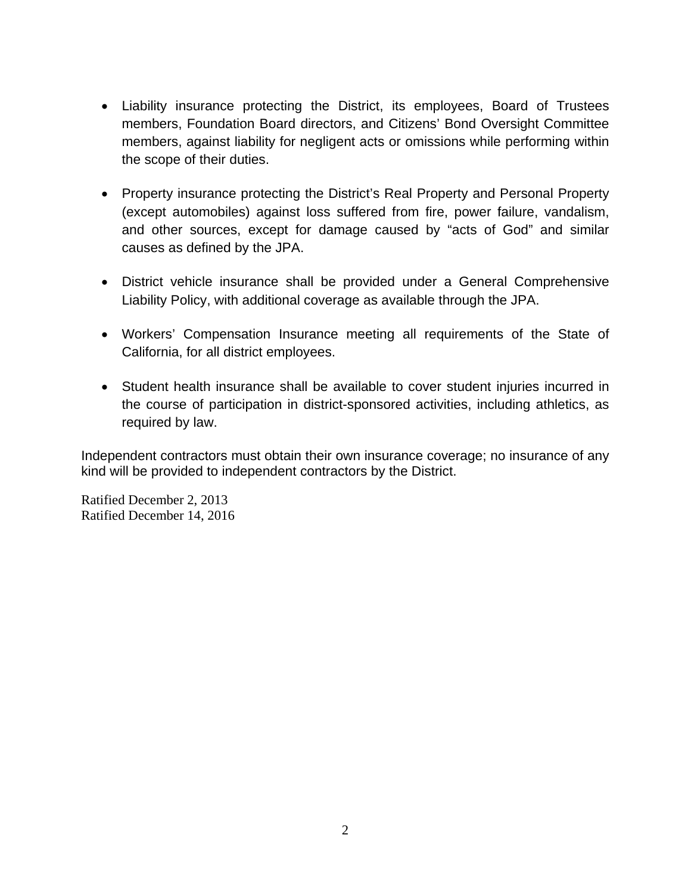- Liability insurance protecting the District, its employees, Board of Trustees members, Foundation Board directors, and Citizens' Bond Oversight Committee members, against liability for negligent acts or omissions while performing within the scope of their duties.

- Property insurance protecting the District's Real Property and Personal Property (except automobiles) against loss suffered from fire, power failure, vandalism, and other sources, except for damage caused by "acts of God" and similar causes as defined by the JPA.

- District vehicle insurance shall be provided under a General Comprehensive Liability Policy, with additional coverage as available through the JPA.

- Workers' Compensation Insurance meeting all requirements of the State of California, for all district employees.

- Student health insurance shall be available to cover student injuries incurred in the course of participation in district-sponsored activities, including athletics, as required by law.

Independent contractors must obtain their own insurance coverage; no insurance of any kind will be provided to independent contractors by the District.

Ratified December 2, 2013
Ratified December 14, 2016